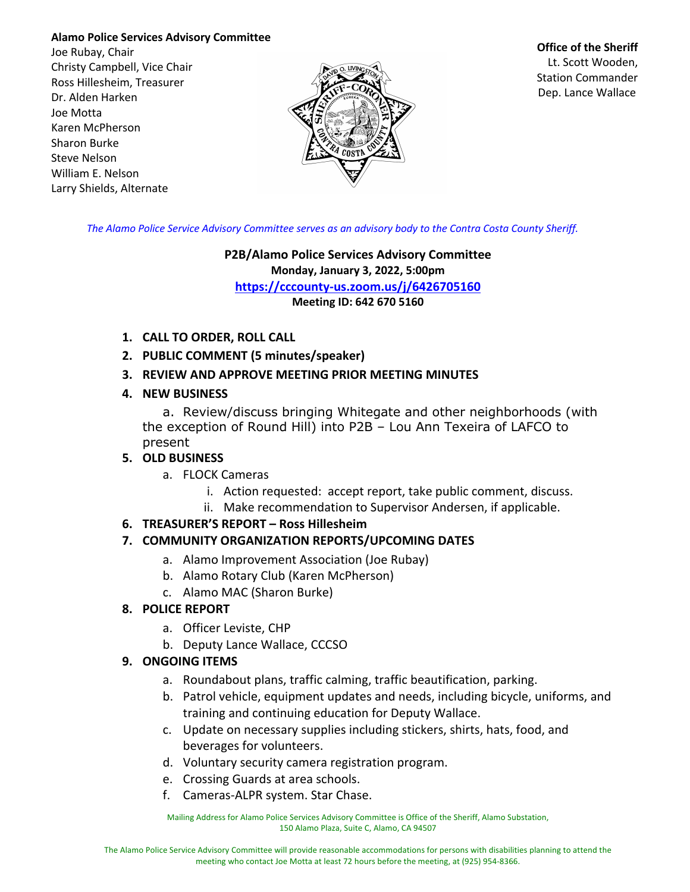**Alamo Police Services Advisory Committee**
Joe Rubay, Chair
Christy Campbell, Vice Chair
Ross Hillesheim, Treasurer
Dr. Alden Harken
Joe Motta
Karen McPherson
Sharon Burke
Steve Nelson
William E. Nelson
Larry Shields, Alternate

**Office of the Sheriff**
Lt. Scott Wooden,
Station Commander
Dep. Lance Wallace

*The Alamo Police Service Advisory Committee serves as an advisory body to the Contra Costa County Sheriff.*

**P2B/Alamo Police Services Advisory Committee**
**Monday, January 3, 2022, 5:00pm**
**https://cccounty-us.zoom.us/j/6426705160**
**Meeting ID: 642 670 5160**

1. **CALL TO ORDER, ROLL CALL**
2. **PUBLIC COMMENT (5 minutes/speaker)**
3. **REVIEW AND APPROVE MEETING PRIOR MEETING MINUTES**
4. **NEW BUSINESS**
   a. Review/discuss bringing Whitegate and other neighborhoods (with the exception of Round Hill) into P2B – Lou Ann Texeira of LAFCO to present
5. **OLD BUSINESS**
   a. FLOCK Cameras
      i. Action requested: accept report, take public comment, discuss.
      ii. Make recommendation to Supervisor Andersen, if applicable.
6. **TREASURER'S REPORT – Ross Hillesheim**
7. **COMMUNITY ORGANIZATION REPORTS/UPCOMING DATES**
   a. Alamo Improvement Association (Joe Rubay)
   b. Alamo Rotary Club (Karen McPherson)
   c. Alamo MAC (Sharon Burke)
8. **POLICE REPORT**
   a. Officer Leviste, CHP
   b. Deputy Lance Wallace, CCCSO
9. **ONGOING ITEMS**
   a. Roundabout plans, traffic calming, traffic beautification, parking.
   b. Patrol vehicle, equipment updates and needs, including bicycle, uniforms, and training and continuing education for Deputy Wallace.
   c. Update on necessary supplies including stickers, shirts, hats, food, and beverages for volunteers.
   d. Voluntary security camera registration program.
   e. Crossing Guards at area schools.
   f. Cameras-ALPR system. Star Chase.

Mailing Address for Alamo Police Services Advisory Committee is Office of the Sheriff, Alamo Substation, 150 Alamo Plaza, Suite C, Alamo, CA 94507

The Alamo Police Service Advisory Committee will provide reasonable accommodations for persons with disabilities planning to attend the meeting who contact Joe Motta at least 72 hours before the meeting, at (925) 954-8366.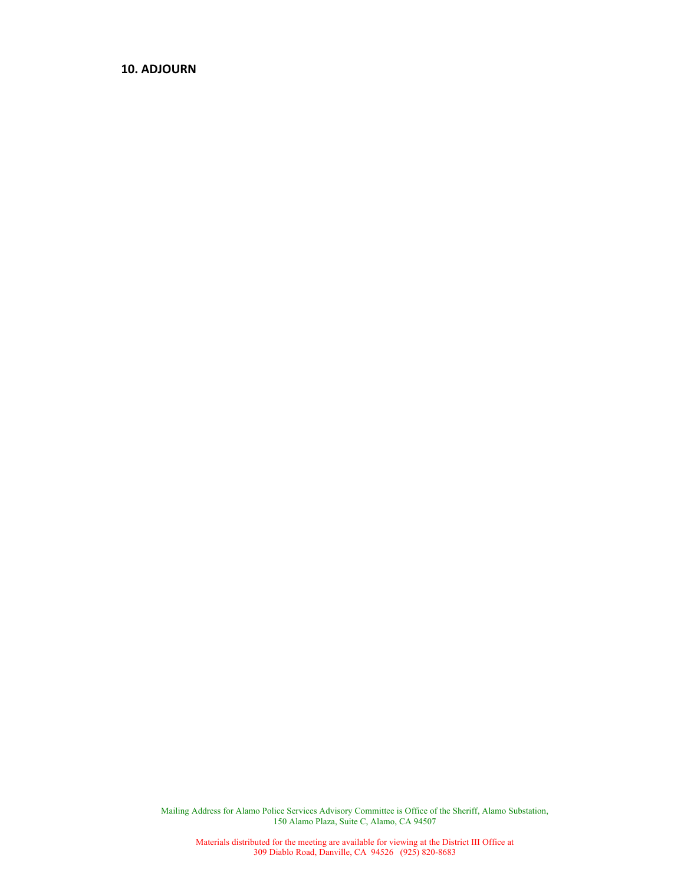**10. ADJOURN**

Mailing Address for Alamo Police Services Advisory Committee is Office of the Sheriff, Alamo Substation, 150 Alamo Plaza, Suite C, Alamo, CA 94507

Materials distributed for the meeting are available for viewing at the District III Office at 309 Diablo Road, Danville, CA 94526 (925) 820-8683